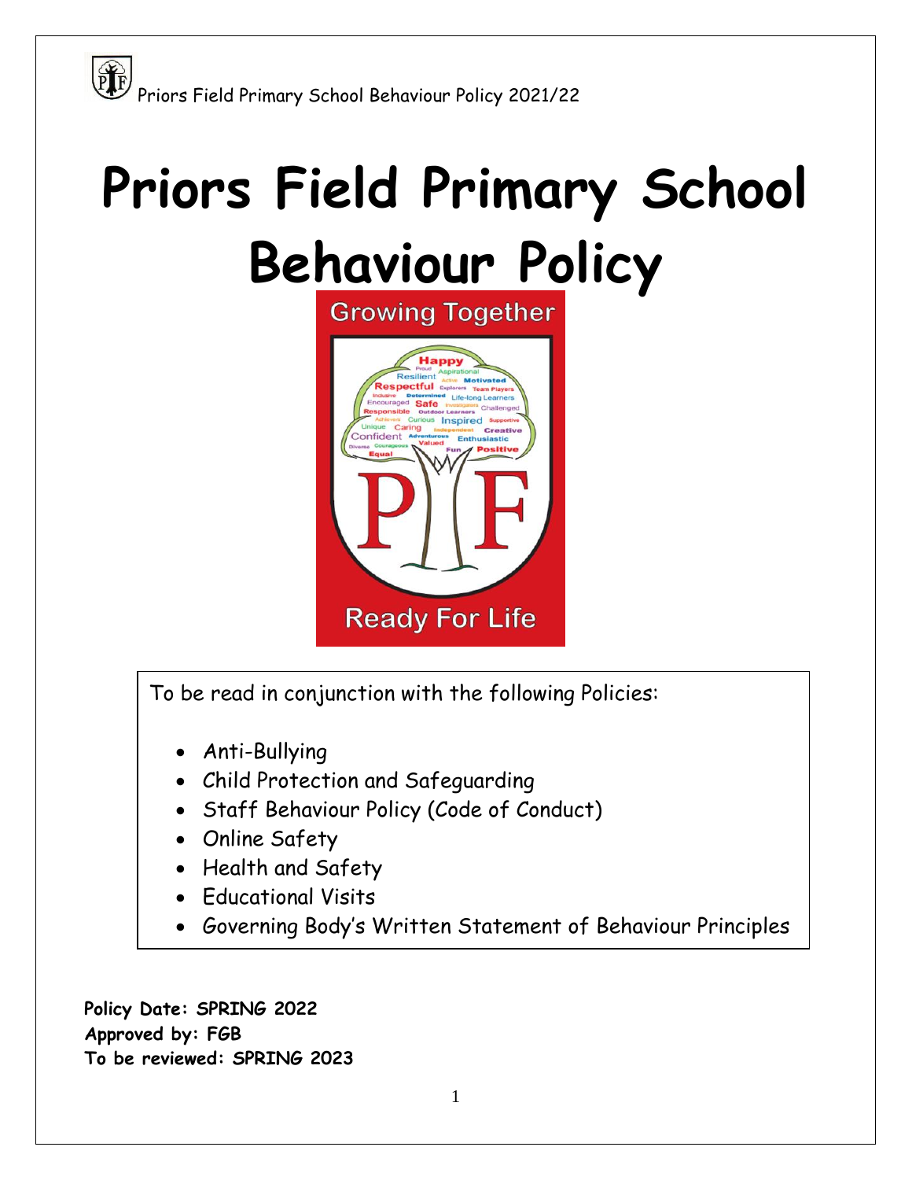# Priors Field Primary School Behaviour Policy

To be read in conjunction with the following Policies:

- Anti-Bullying
- Child Protection and Safeguarding
- Staff Behaviour Policy (Code of Conduct)
- Online Safety
- Health and Safety
- Educational Visits
- Governing Body's Written Statement of Behaviour Principles

**Policy Date: SPRING 2022**
**Approved by: FGB**
**To be reviewed: SPRING 2023**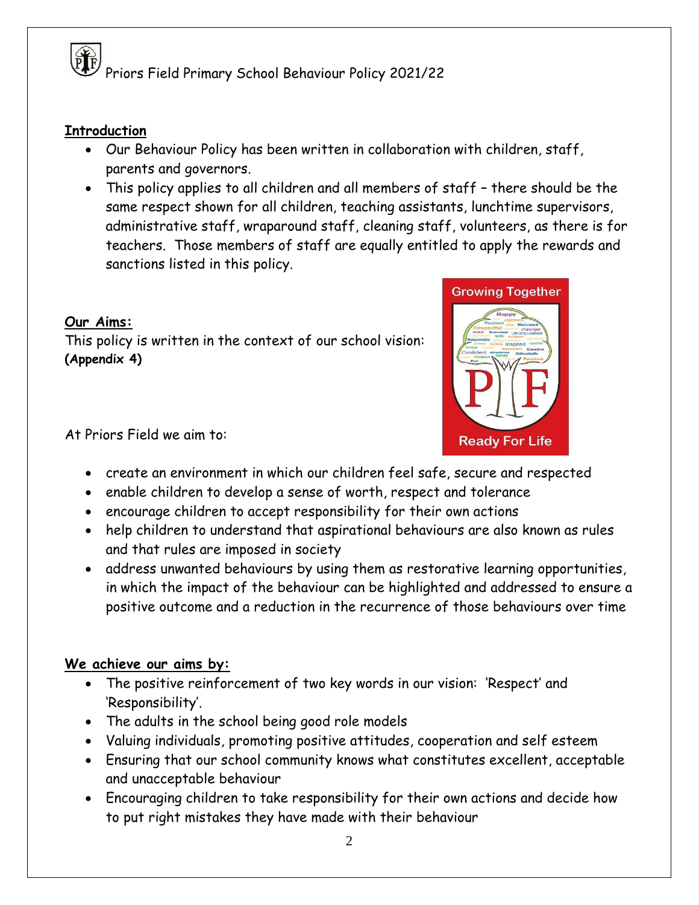Priors Field Primary School Behaviour Policy 2021/22

**Introduction**

- Our Behaviour Policy has been written in collaboration with children, staff, parents and governors.
- This policy applies to all children and all members of staff – there should be the same respect shown for all children, teaching assistants, lunchtime supervisors, administrative staff, wraparound staff, cleaning staff, volunteers, as there is for teachers. Those members of staff are equally entitled to apply the rewards and sanctions listed in this policy.

***Our Aims:***

This policy is written in the context of our school vision: **(Appendix 4)**

At Priors Field we aim to:

- create an environment in which our children feel safe, secure and respected
- enable children to develop a sense of worth, respect and tolerance
- encourage children to accept responsibility for their own actions
- help children to understand that aspirational behaviours are also known as rules and that rules are imposed in society
- address unwanted behaviours by using them as restorative learning opportunities, in which the impact of the behaviour can be highlighted and addressed to ensure a positive outcome and a reduction in the recurrence of those behaviours over time

**We achieve our aims by:**

- The positive reinforcement of two key words in our vision: 'Respect' and 'Responsibility'.
- The adults in the school being good role models
- Valuing individuals, promoting positive attitudes, cooperation and self esteem
- Ensuring that our school community knows what constitutes excellent, acceptable and unacceptable behaviour
- Encouraging children to take responsibility for their own actions and decide how to put right mistakes they have made with their behaviour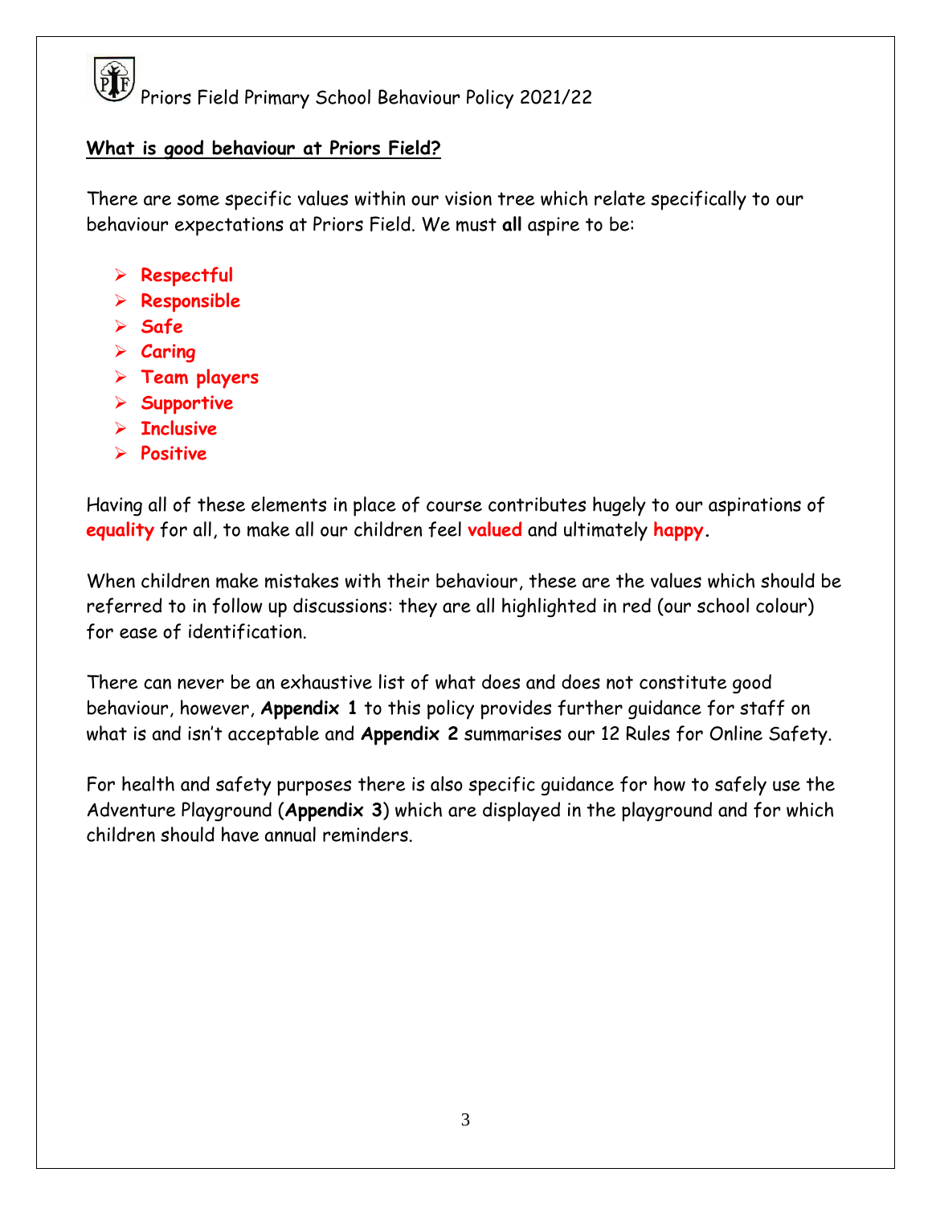## What is good behaviour at Priors Field?

There are some specific values within our vision tree which relate specifically to our behaviour expectations at Priors Field. We must **all** aspire to be:

- **Respectful**
- **Responsible**
- **Safe**
- **Caring**
- **Team players**
- **Supportive**
- **Inclusive**
- **Positive**

Having all of these elements in place of course contributes hugely to our aspirations of **equality** for all, to make all our children feel **valued** and ultimately **happy**.

When children make mistakes with their behaviour, these are the values which should be referred to in follow up discussions: they are all highlighted in red (our school colour) for ease of identification.

There can never be an exhaustive list of what does and does not constitute good behaviour, however, **Appendix 1** to this policy provides further guidance for staff on what is and isn't acceptable and **Appendix 2** summarises our 12 Rules for Online Safety.

For health and safety purposes there is also specific guidance for how to safely use the Adventure Playground (**Appendix 3**) which are displayed in the playground and for which children should have annual reminders.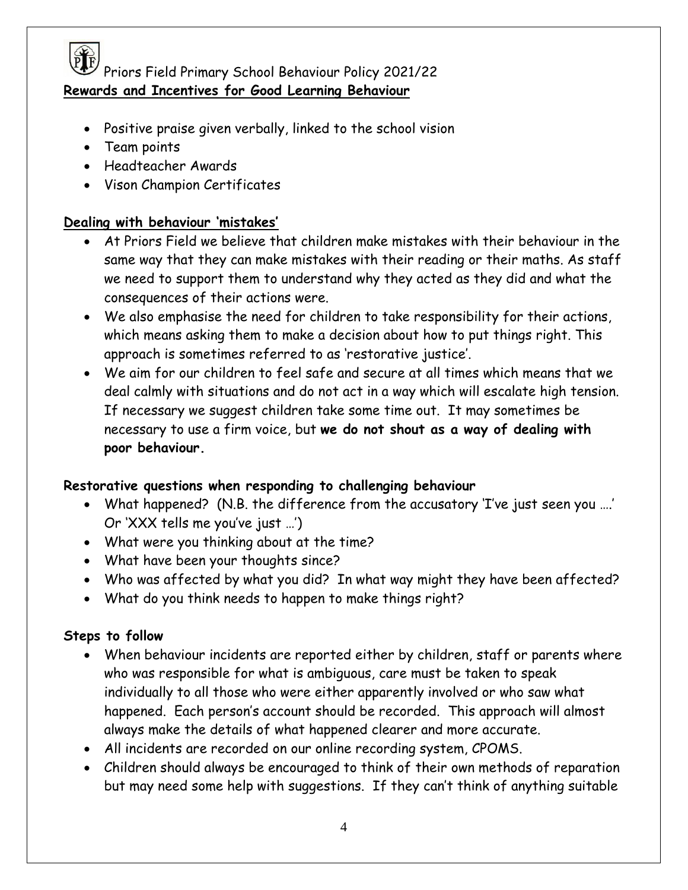## Rewards and Incentives for Good Learning Behaviour

- Positive praise given verbally, linked to the school vision
- Team points
- Headteacher Awards
- Vison Champion Certificates

## Dealing with behaviour 'mistakes'

- At Priors Field we believe that children make mistakes with their behaviour in the same way that they can make mistakes with their reading or their maths. As staff we need to support them to understand why they acted as they did and what the consequences of their actions were.
- We also emphasise the need for children to take responsibility for their actions, which means asking them to make a decision about how to put things right. This approach is sometimes referred to as 'restorative justice'.
- We aim for our children to feel safe and secure at all times which means that we deal calmly with situations and do not act in a way which will escalate high tension. If necessary we suggest children take some time out. It may sometimes be necessary to use a firm voice, but **we do not shout as a way of dealing with poor behaviour.**

## Restorative questions when responding to challenging behaviour

- What happened? (N.B. the difference from the accusatory 'I've just seen you ….' Or 'XXX tells me you've just …')
- What were you thinking about at the time?
- What have been your thoughts since?
- Who was affected by what you did? In what way might they have been affected?
- What do you think needs to happen to make things right?

## Steps to follow

- When behaviour incidents are reported either by children, staff or parents where who was responsible for what is ambiguous, care must be taken to speak individually to all those who were either apparently involved or who saw what happened. Each person's account should be recorded. This approach will almost always make the details of what happened clearer and more accurate.
- All incidents are recorded on our online recording system, CPOMS.
- Children should always be encouraged to think of their own methods of reparation but may need some help with suggestions. If they can't think of anything suitable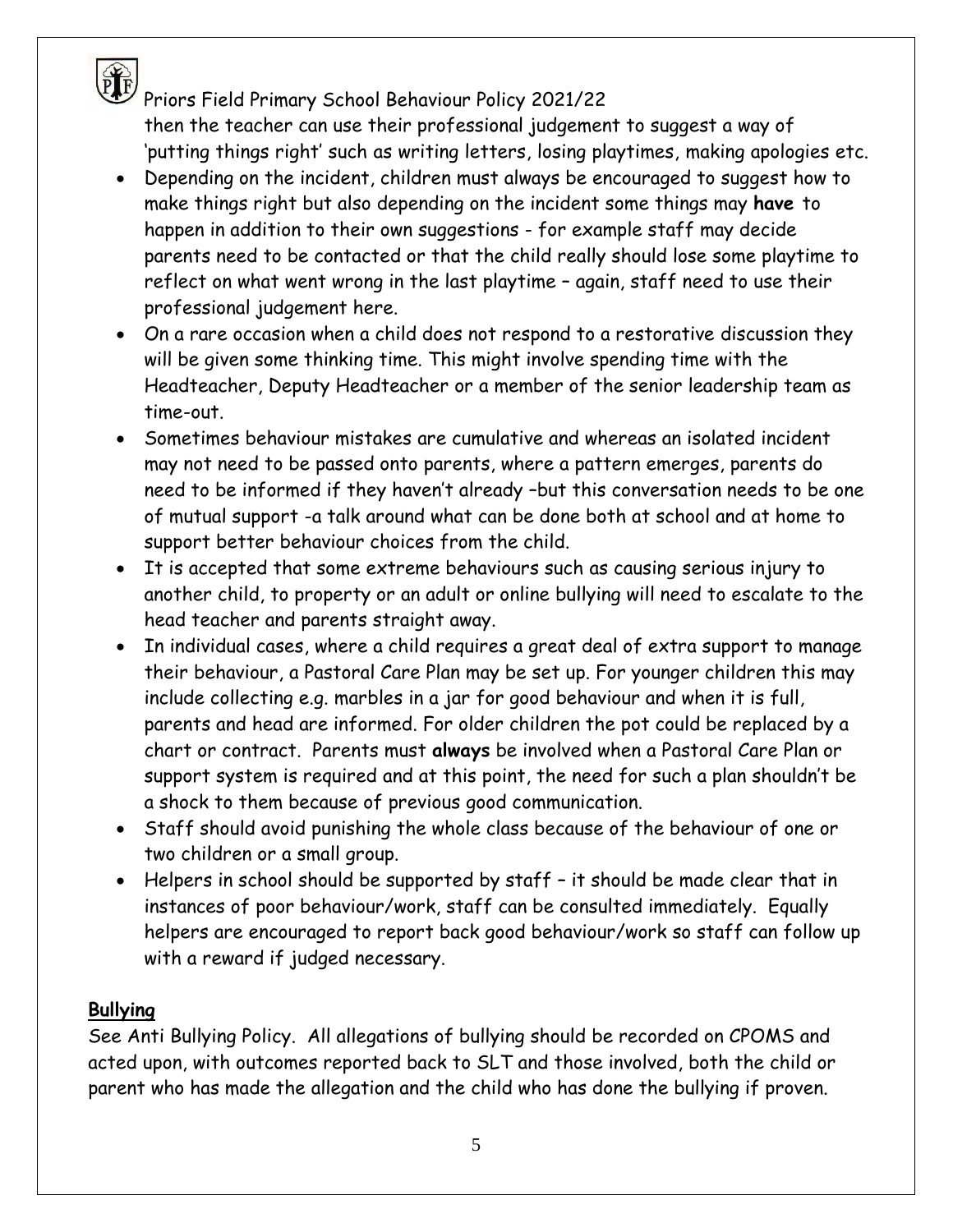then the teacher can use their professional judgement to suggest a way of 'putting things right' such as writing letters, losing playtimes, making apologies etc.

- Depending on the incident, children must always be encouraged to suggest how to make things right but also depending on the incident some things may **have** to happen in addition to their own suggestions - for example staff may decide parents need to be contacted or that the child really should lose some playtime to reflect on what went wrong in the last playtime – again, staff need to use their professional judgement here.
- On a rare occasion when a child does not respond to a restorative discussion they will be given some thinking time. This might involve spending time with the Headteacher, Deputy Headteacher or a member of the senior leadership team as time-out.
- Sometimes behaviour mistakes are cumulative and whereas an isolated incident may not need to be passed onto parents, where a pattern emerges, parents do need to be informed if they haven't already –but this conversation needs to be one of mutual support -a talk around what can be done both at school and at home to support better behaviour choices from the child.
- It is accepted that some extreme behaviours such as causing serious injury to another child, to property or an adult or online bullying will need to escalate to the head teacher and parents straight away.
- In individual cases, where a child requires a great deal of extra support to manage their behaviour, a Pastoral Care Plan may be set up. For younger children this may include collecting e.g. marbles in a jar for good behaviour and when it is full, parents and head are informed. For older children the pot could be replaced by a chart or contract. Parents must **always** be involved when a Pastoral Care Plan or support system is required and at this point, the need for such a plan shouldn't be a shock to them because of previous good communication.
- Staff should avoid punishing the whole class because of the behaviour of one or two children or a small group.
- Helpers in school should be supported by staff – it should be made clear that in instances of poor behaviour/work, staff can be consulted immediately. Equally helpers are encouraged to report back good behaviour/work so staff can follow up with a reward if judged necessary.

## Bullying

See Anti Bullying Policy. All allegations of bullying should be recorded on CPOMS and acted upon, with outcomes reported back to SLT and those involved, both the child or parent who has made the allegation and the child who has done the bullying if proven.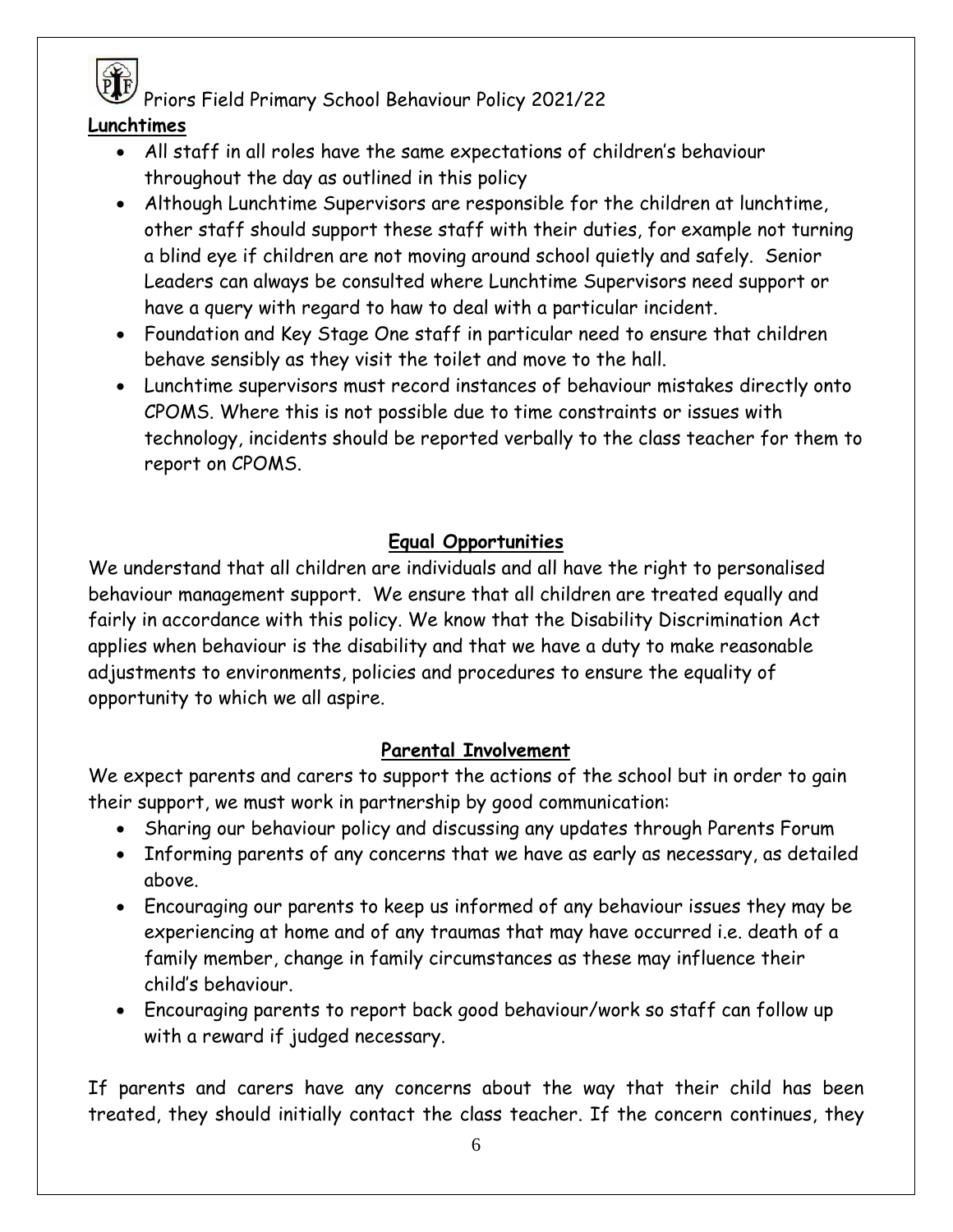**Lunchtimes**

- All staff in all roles have the same expectations of children's behaviour throughout the day as outlined in this policy
- Although Lunchtime Supervisors are responsible for the children at lunchtime, other staff should support these staff with their duties, for example not turning a blind eye if children are not moving around school quietly and safely. Senior Leaders can always be consulted where Lunchtime Supervisors need support or have a query with regard to haw to deal with a particular incident.
- Foundation and Key Stage One staff in particular need to ensure that children behave sensibly as they visit the toilet and move to the hall.
- Lunchtime supervisors must record instances of behaviour mistakes directly onto CPOMS. Where this is not possible due to time constraints or issues with technology, incidents should be reported verbally to the class teacher for them to report on CPOMS.

## Equal Opportunities

We understand that all children are individuals and all have the right to personalised behaviour management support. We ensure that all children are treated equally and fairly in accordance with this policy. We know that the Disability Discrimination Act applies when behaviour is the disability and that we have a duty to make reasonable adjustments to environments, policies and procedures to ensure the equality of opportunity to which we all aspire.

## Parental Involvement

We expect parents and carers to support the actions of the school but in order to gain their support, we must work in partnership by good communication:

- Sharing our behaviour policy and discussing any updates through Parents Forum
- Informing parents of any concerns that we have as early as necessary, as detailed above.
- Encouraging our parents to keep us informed of any behaviour issues they may be experiencing at home and of any traumas that may have occurred i.e. death of a family member, change in family circumstances as these may influence their child's behaviour.
- Encouraging parents to report back good behaviour/work so staff can follow up with a reward if judged necessary.

If parents and carers have any concerns about the way that their child has been treated, they should initially contact the class teacher. If the concern continues, they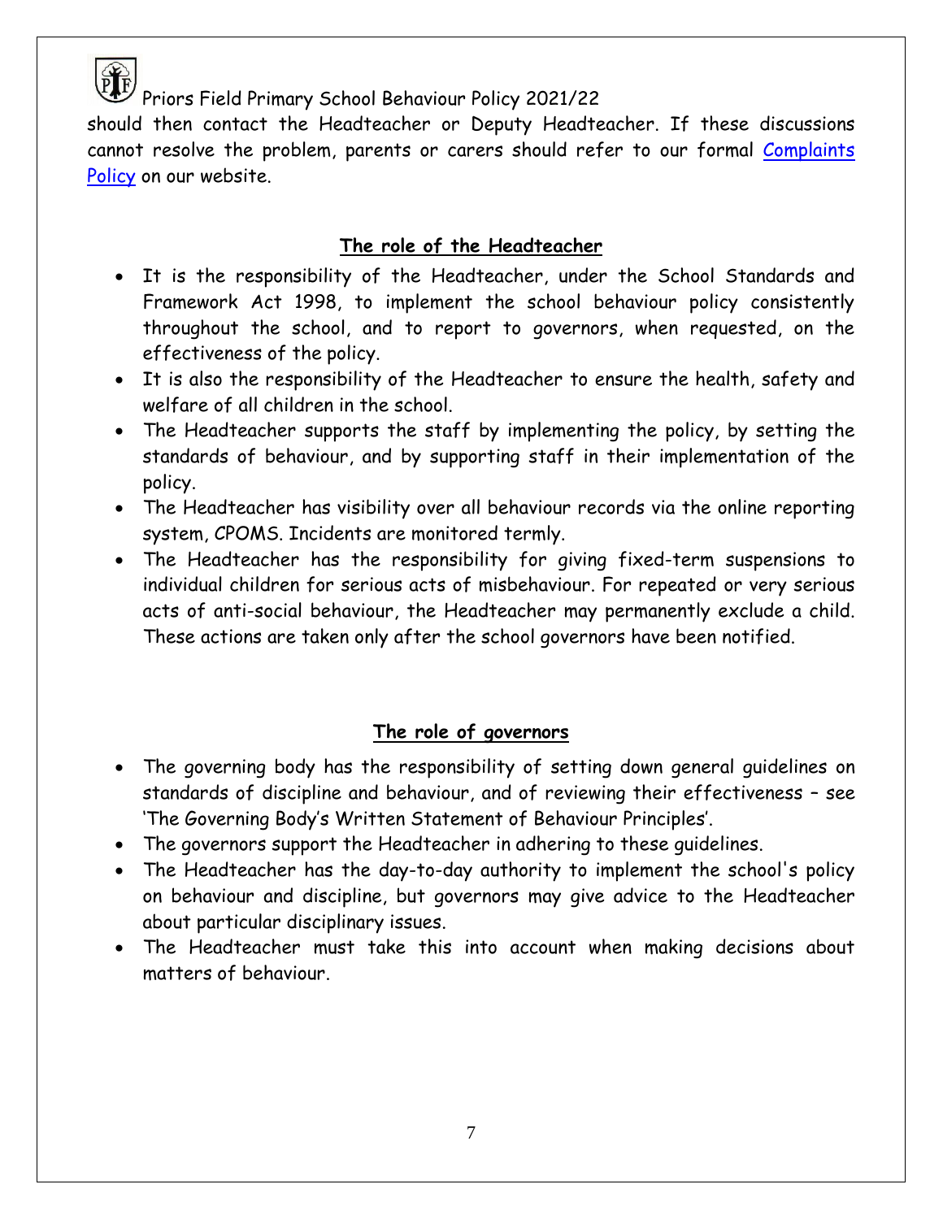should then contact the Headteacher or Deputy Headteacher. If these discussions cannot resolve the problem, parents or carers should refer to our formal [Complaints Policy]() on our website.

## The role of the Headteacher

- It is the responsibility of the Headteacher, under the School Standards and Framework Act 1998, to implement the school behaviour policy consistently throughout the school, and to report to governors, when requested, on the effectiveness of the policy.
- It is also the responsibility of the Headteacher to ensure the health, safety and welfare of all children in the school.
- The Headteacher supports the staff by implementing the policy, by setting the standards of behaviour, and by supporting staff in their implementation of the policy.
- The Headteacher has visibility over all behaviour records via the online reporting system, CPOMS. Incidents are monitored termly.
- The Headteacher has the responsibility for giving fixed-term suspensions to individual children for serious acts of misbehaviour. For repeated or very serious acts of anti-social behaviour, the Headteacher may permanently exclude a child. These actions are taken only after the school governors have been notified.

## The role of governors

- The governing body has the responsibility of setting down general guidelines on standards of discipline and behaviour, and of reviewing their effectiveness – see 'The Governing Body's Written Statement of Behaviour Principles'.
- The governors support the Headteacher in adhering to these guidelines.
- The Headteacher has the day-to-day authority to implement the school's policy on behaviour and discipline, but governors may give advice to the Headteacher about particular disciplinary issues.
- The Headteacher must take this into account when making decisions about matters of behaviour.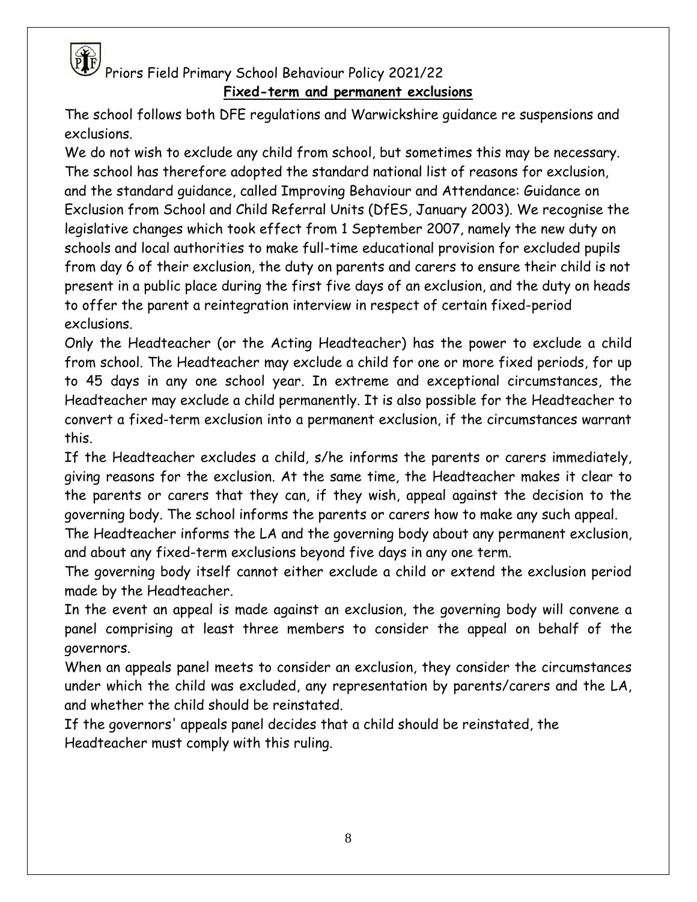## Fixed-term and permanent exclusions

The school follows both DFE regulations and Warwickshire guidance re suspensions and exclusions.

We do not wish to exclude any child from school, but sometimes this may be necessary. The school has therefore adopted the standard national list of reasons for exclusion, and the standard guidance, called Improving Behaviour and Attendance: Guidance on Exclusion from School and Child Referral Units (DfES, January 2003). We recognise the legislative changes which took effect from 1 September 2007, namely the new duty on schools and local authorities to make full-time educational provision for excluded pupils from day 6 of their exclusion, the duty on parents and carers to ensure their child is not present in a public place during the first five days of an exclusion, and the duty on heads to offer the parent a reintegration interview in respect of certain fixed-period exclusions.

Only the Headteacher (or the Acting Headteacher) has the power to exclude a child from school. The Headteacher may exclude a child for one or more fixed periods, for up to 45 days in any one school year. In extreme and exceptional circumstances, the Headteacher may exclude a child permanently. It is also possible for the Headteacher to convert a fixed-term exclusion into a permanent exclusion, if the circumstances warrant this.

If the Headteacher excludes a child, s/he informs the parents or carers immediately, giving reasons for the exclusion. At the same time, the Headteacher makes it clear to the parents or carers that they can, if they wish, appeal against the decision to the governing body. The school informs the parents or carers how to make any such appeal.

The Headteacher informs the LA and the governing body about any permanent exclusion, and about any fixed-term exclusions beyond five days in any one term.

The governing body itself cannot either exclude a child or extend the exclusion period made by the Headteacher.

In the event an appeal is made against an exclusion, the governing body will convene a panel comprising at least three members to consider the appeal on behalf of the governors.

When an appeals panel meets to consider an exclusion, they consider the circumstances under which the child was excluded, any representation by parents/carers and the LA, and whether the child should be reinstated.

If the governors' appeals panel decides that a child should be reinstated, the Headteacher must comply with this ruling.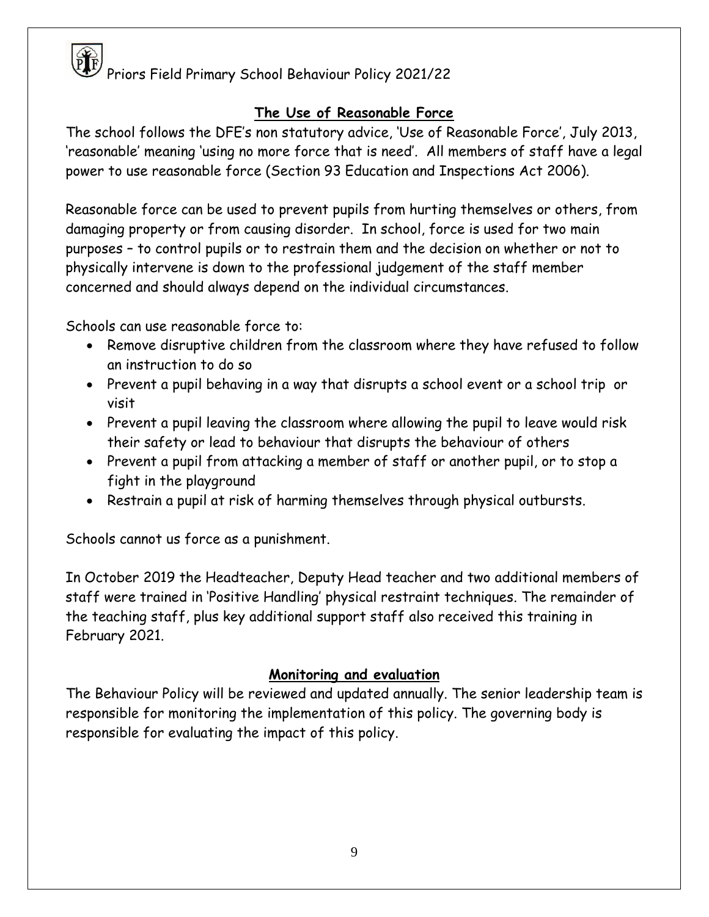## The Use of Reasonable Force

The school follows the DFE's non statutory advice, 'Use of Reasonable Force', July 2013, 'reasonable' meaning 'using no more force that is need'. All members of staff have a legal power to use reasonable force (Section 93 Education and Inspections Act 2006).

Reasonable force can be used to prevent pupils from hurting themselves or others, from damaging property or from causing disorder. In school, force is used for two main purposes – to control pupils or to restrain them and the decision on whether or not to physically intervene is down to the professional judgement of the staff member concerned and should always depend on the individual circumstances.

Schools can use reasonable force to:

- Remove disruptive children from the classroom where they have refused to follow an instruction to do so
- Prevent a pupil behaving in a way that disrupts a school event or a school trip or visit
- Prevent a pupil leaving the classroom where allowing the pupil to leave would risk their safety or lead to behaviour that disrupts the behaviour of others
- Prevent a pupil from attacking a member of staff or another pupil, or to stop a fight in the playground
- Restrain a pupil at risk of harming themselves through physical outbursts.

Schools cannot us force as a punishment.

In October 2019 the Headteacher, Deputy Head teacher and two additional members of staff were trained in 'Positive Handling' physical restraint techniques. The remainder of the teaching staff, plus key additional support staff also received this training in February 2021.

## Monitoring and evaluation

The Behaviour Policy will be reviewed and updated annually. The senior leadership team is responsible for monitoring the implementation of this policy. The governing body is responsible for evaluating the impact of this policy.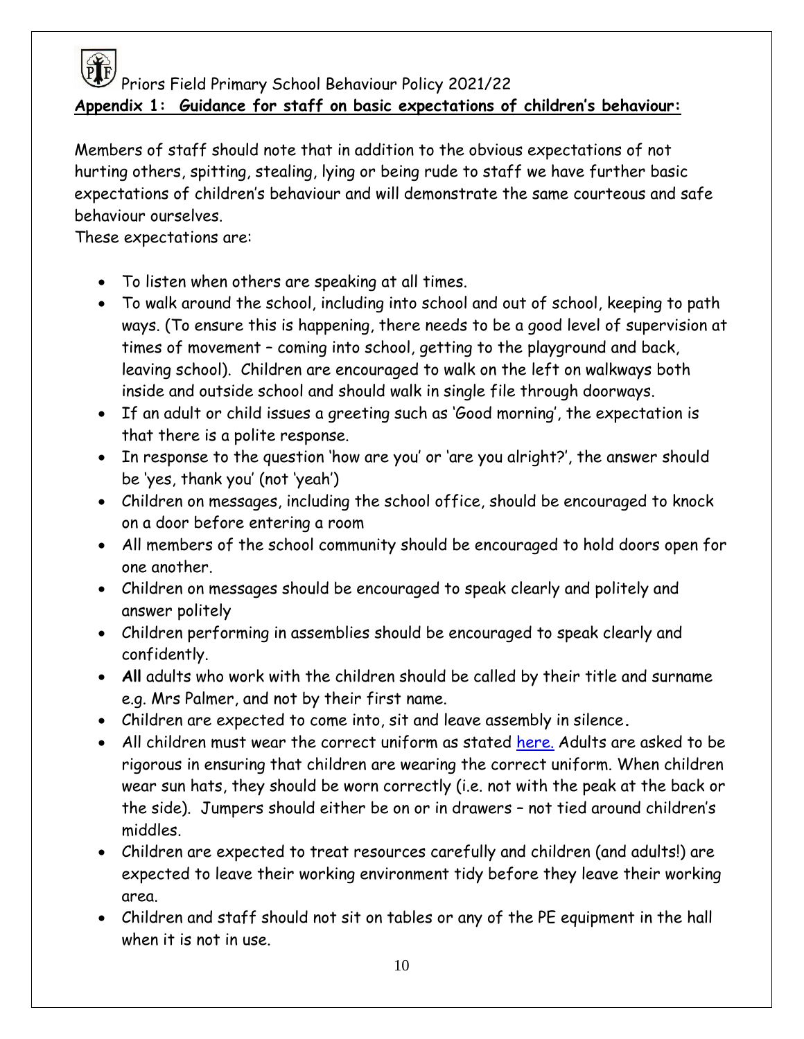Priors Field Primary School Behaviour Policy 2021/22

## **Appendix 1: Guidance for staff on basic expectations of children's behaviour:**

Members of staff should note that in addition to the obvious expectations of not hurting others, spitting, stealing, lying or being rude to staff we have further basic expectations of children's behaviour and will demonstrate the same courteous and safe behaviour ourselves.
These expectations are:

- To listen when others are speaking at all times.
- To walk around the school, including into school and out of school, keeping to path ways. (To ensure this is happening, there needs to be a good level of supervision at times of movement – coming into school, getting to the playground and back, leaving school). Children are encouraged to walk on the left on walkways both inside and outside school and should walk in single file through doorways.
- If an adult or child issues a greeting such as 'Good morning', the expectation is that there is a polite response.
- In response to the question 'how are you' or 'are you alright?', the answer should be 'yes, thank you' (not 'yeah')
- Children on messages, including the school office, should be encouraged to knock on a door before entering a room
- All members of the school community should be encouraged to hold doors open for one another.
- Children on messages should be encouraged to speak clearly and politely and answer politely
- Children performing in assemblies should be encouraged to speak clearly and confidently.
- **All** adults who work with the children should be called by their title and surname e.g. Mrs Palmer, and not by their first name.
- Children are expected to come into, sit and leave assembly in silence**.**
- All children must wear the correct uniform as stated here. Adults are asked to be rigorous in ensuring that children are wearing the correct uniform. When children wear sun hats, they should be worn correctly (i.e. not with the peak at the back or the side). Jumpers should either be on or in drawers – not tied around children's middles.
- Children are expected to treat resources carefully and children (and adults!) are expected to leave their working environment tidy before they leave their working area.
- Children and staff should not sit on tables or any of the PE equipment in the hall when it is not in use.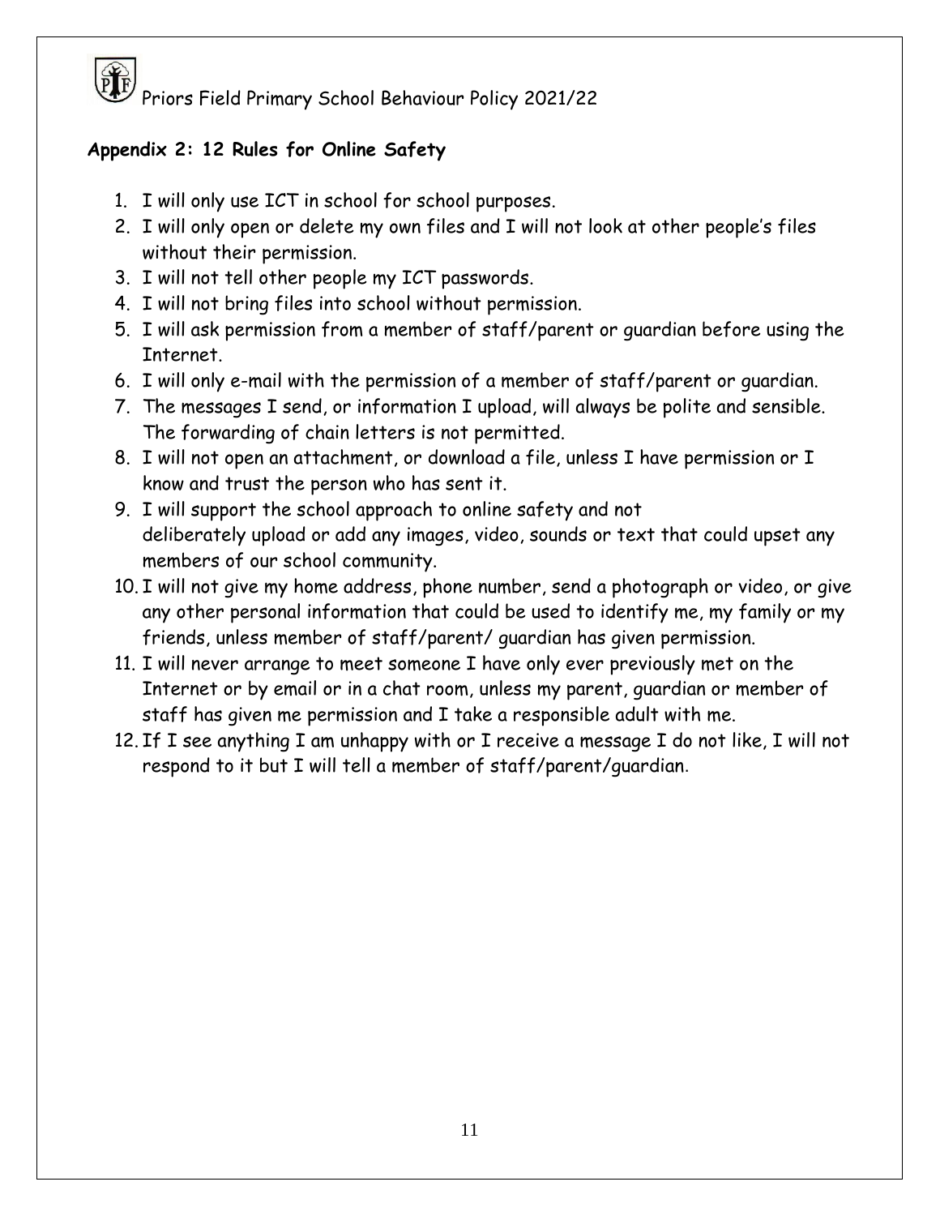## Appendix 2: 12 Rules for Online Safety

1. I will only use ICT in school for school purposes.
2. I will only open or delete my own files and I will not look at other people's files without their permission.
3. I will not tell other people my ICT passwords.
4. I will not bring files into school without permission.
5. I will ask permission from a member of staff/parent or guardian before using the Internet.
6. I will only e-mail with the permission of a member of staff/parent or guardian.
7. The messages I send, or information I upload, will always be polite and sensible. The forwarding of chain letters is not permitted.
8. I will not open an attachment, or download a file, unless I have permission or I know and trust the person who has sent it.
9. I will support the school approach to online safety and not deliberately upload or add any images, video, sounds or text that could upset any members of our school community.
10. I will not give my home address, phone number, send a photograph or video, or give any other personal information that could be used to identify me, my family or my friends, unless member of staff/parent/ guardian has given permission.
11. I will never arrange to meet someone I have only ever previously met on the Internet or by email or in a chat room, unless my parent, guardian or member of staff has given me permission and I take a responsible adult with me.
12. If I see anything I am unhappy with or I receive a message I do not like, I will not respond to it but I will tell a member of staff/parent/guardian.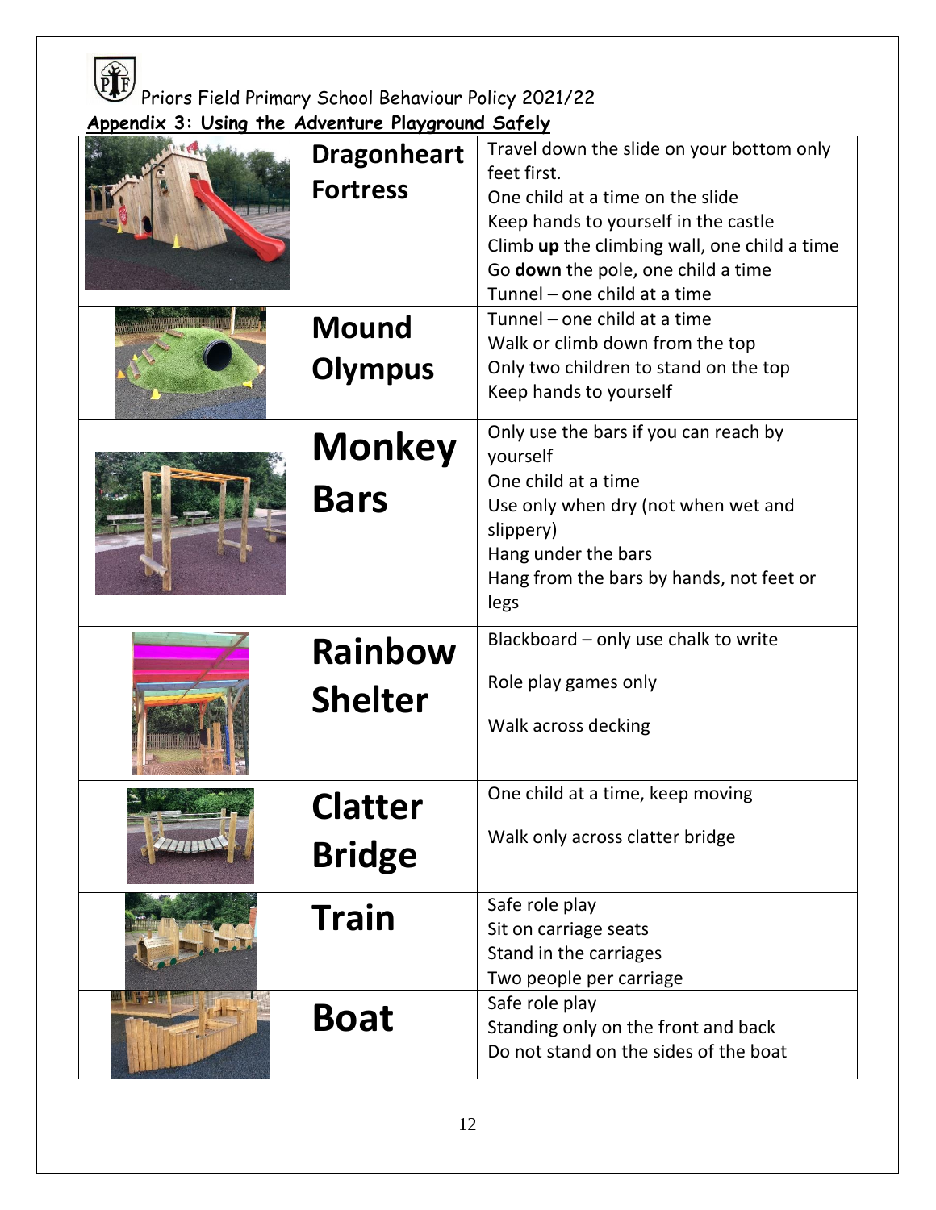Priors Field Primary School Behaviour Policy 2021/22

## Appendix 3: Using the Adventure Playground Safely

| | Equipment | Rules |
|---|---|---|
| | **Dragonheart Fortress** | Travel down the slide on your bottom only feet first.<br>One child at a time on the slide<br>Keep hands to yourself in the castle<br>Climb **up** the climbing wall, one child a time<br>Go **down** the pole, one child a time<br>Tunnel – one child at a time |
| | **Mound Olympus** | Tunnel – one child at a time<br>Walk or climb down from the top<br>Only two children to stand on the top<br>Keep hands to yourself |
| | **Monkey Bars** | Only use the bars if you can reach by yourself<br>One child at a time<br>Use only when dry (not when wet and slippery)<br>Hang under the bars<br>Hang from the bars by hands, not feet or legs |
| | **Rainbow Shelter** | Blackboard – only use chalk to write<br>Role play games only<br>Walk across decking |
| | **Clatter Bridge** | One child at a time, keep moving<br>Walk only across clatter bridge |
| | **Train** | Safe role play<br>Sit on carriage seats<br>Stand in the carriages<br>Two people per carriage |
| | **Boat** | Safe role play<br>Standing only on the front and back<br>Do not stand on the sides of the boat |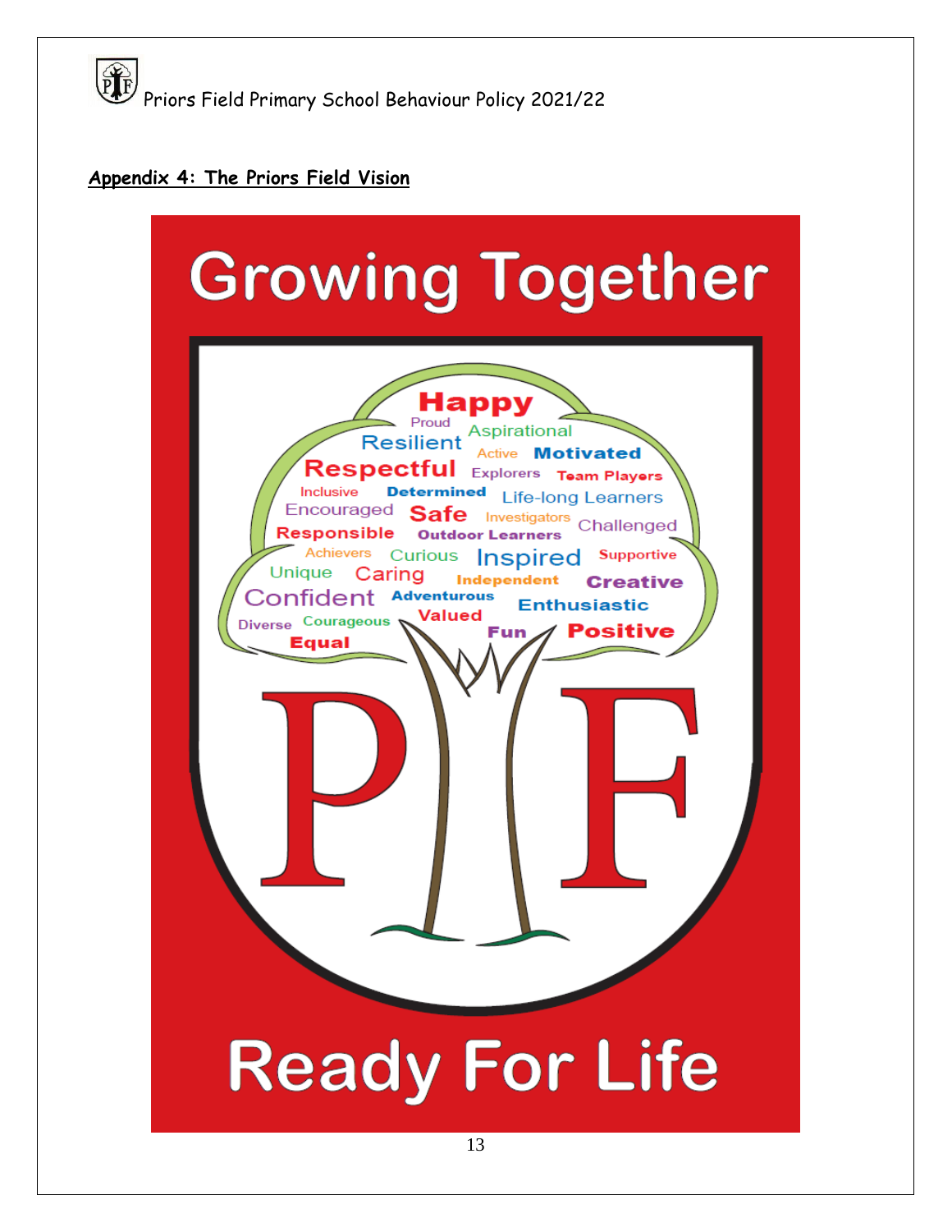## Appendix 4: The Priors Field Vision

Growing Together

Happy
Proud
Aspirational
Resilient
Active
Motivated
Respectful
Explorers
Team Players
Inclusive
Determined
Life-long Learners
Encouraged
Safe
Investigators
Challenged
Responsible
Outdoor Learners
Achievers
Curious
Inspired
Supportive
Unique
Caring
Independent
Creative
Confident
Adventurous
Enthusiastic
Diverse
Courageous
Valued
Fun
Positive
Equal

P F

Ready For Life